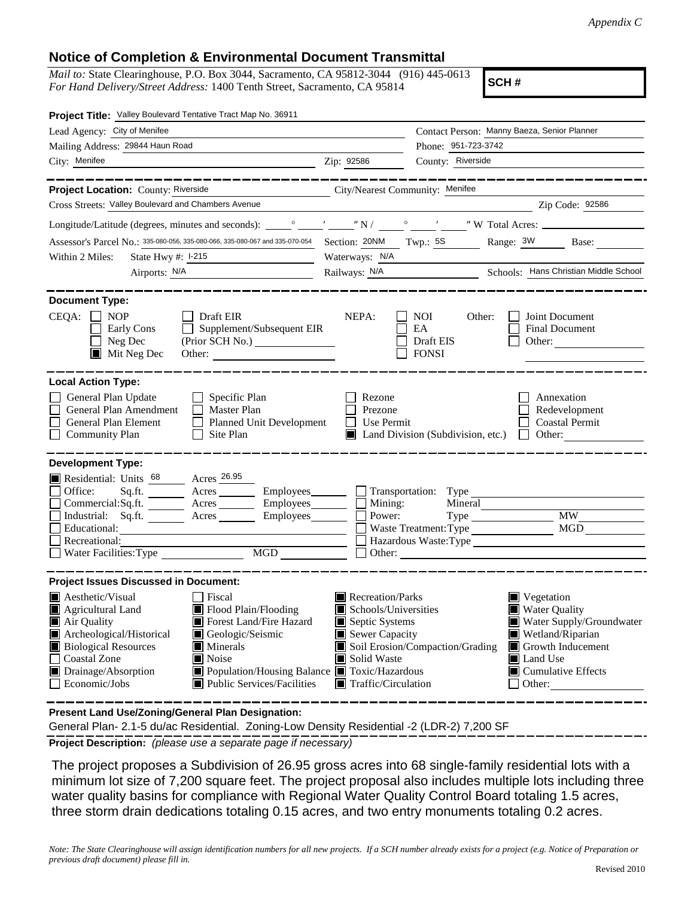*Appendix C*

## Notice of Completion & Environmental Document Transmittal

*Mail to:* State Clearinghouse, P.O. Box 3044, Sacramento, CA 95812-3044 (916) 445-0613
*For Hand Delivery/Street Address:* 1400 Tenth Street, Sacramento, CA 95814

**SCH #**

**Project Title:** Valley Boulevard Tentative Tract Map No. 36911

Lead Agency: City of Menifee
Contact Person: Manny Baeza, Senior Planner
Mailing Address: 29844 Haun Road
Phone: 951-723-3742
City: Menifee
Zip: 92586
County: Riverside

---

**Project Location:** County: Riverside
City/Nearest Community: Menifee
Cross Streets: Valley Boulevard and Chambers Avenue
Zip Code: 92586

Longitude/Latitude (degrees, minutes and seconds): ____° ____′ ____″ N / ____° ____′ ____″ W Total Acres: ________

Assessor's Parcel No.: 335-080-056, 335-080-066, 335-080-067 and 335-070-054
Section: 20NM Twp.: 5S Range: 3W Base: ________

Within 2 Miles: State Hwy #: I-215
Waterways: N/A
Airports: N/A
Railways: N/A
Schools: Hans Christian Middle School

---

**Document Type:**

CEQA: ☐ NOP ☐ Early Cons ☐ Neg Dec ☒ Mit Neg Dec ☐ Draft EIR ☐ Supplement/Subsequent EIR (Prior SCH No.) ________ Other: ________

NEPA: ☐ NOI ☐ EA ☐ Draft EIS ☐ FONSI

Other: ☐ Joint Document ☐ Final Document ☐ Other: ________

---

**Local Action Type:**

☐ General Plan Update
☐ General Plan Amendment
☐ General Plan Element
☐ Community Plan
☐ Specific Plan
☐ Master Plan
☐ Planned Unit Development
☐ Site Plan
☐ Rezone
☐ Prezone
☐ Use Permit
☒ Land Division (Subdivision, etc.)
☐ Annexation
☐ Redevelopment
☐ Coastal Permit
☐ Other: ________

---

**Development Type:**

☒ Residential: Units 68 Acres 26.95
☐ Office: Sq.ft. ____ Acres ____ Employees ____
☐ Commercial: Sq.ft. ____ Acres ____ Employees ____
☐ Industrial: Sq.ft. ____ Acres ____ Employees ____
☐ Educational: ________
☐ Recreational: ________
☐ Water Facilities: Type ________ MGD ________
☐ Transportation: Type ________
☐ Mining: Mineral ________
☐ Power: Type ________ MW ________
☐ Waste Treatment: Type ________ MGD ________
☐ Hazardous Waste: Type ________
☐ Other: ________

---

**Project Issues Discussed in Document:**

☒ Aesthetic/Visual
☒ Agricultural Land
☒ Air Quality
☒ Archeological/Historical
☒ Biological Resources
☐ Coastal Zone
☒ Drainage/Absorption
☐ Economic/Jobs
☐ Fiscal
☒ Flood Plain/Flooding
☒ Forest Land/Fire Hazard
☒ Geologic/Seismic
☒ Minerals
☒ Noise
☒ Population/Housing Balance
☒ Public Services/Facilities
☒ Recreation/Parks
☒ Schools/Universities
☒ Septic Systems
☒ Sewer Capacity
☒ Soil Erosion/Compaction/Grading
☒ Solid Waste
☒ Toxic/Hazardous
☒ Traffic/Circulation
☒ Vegetation
☒ Water Quality
☒ Water Supply/Groundwater
☒ Wetland/Riparian
☒ Growth Inducement
☒ Land Use
☒ Cumulative Effects
☐ Other: ________

---

**Present Land Use/Zoning/General Plan Designation:**

General Plan- 2.1-5 du/ac Residential. Zoning-Low Density Residential -2 (LDR-2) 7,200 SF

**Project Description:** *(please use a separate page if necessary)*

The project proposes a Subdivision of 26.95 gross acres into 68 single-family residential lots with a minimum lot size of 7,200 square feet. The project proposal also includes multiple lots including three water quality basins for compliance with Regional Water Quality Control Board totaling 1.5 acres, three storm drain dedications totaling 0.15 acres, and two entry monuments totaling 0.2 acres.

*Note: The State Clearinghouse will assign identification numbers for all new projects. If a SCH number already exists for a project (e.g. Notice of Preparation or previous draft document) please fill in.*

Revised 2010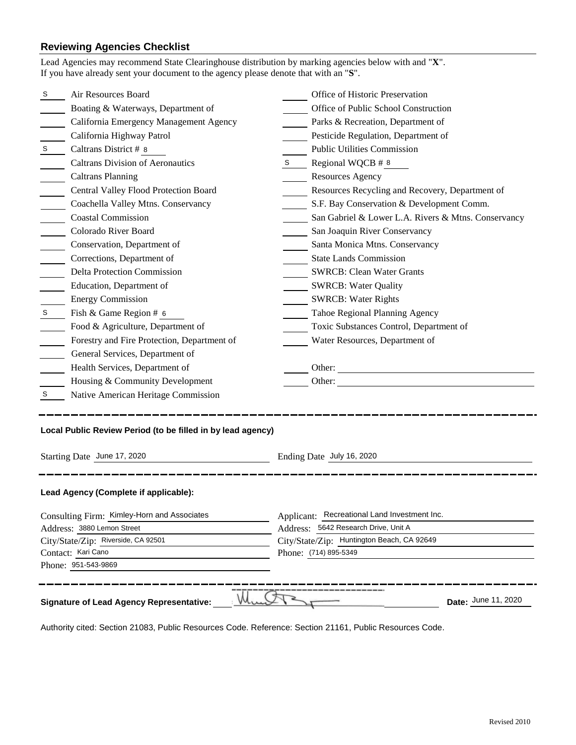## Reviewing Agencies Checklist

Lead Agencies may recommend State Clearinghouse distribution by marking agencies below with and "**X**".
If you have already sent your document to the agency please denote that with an "**S**".

| | | | |
|---|---|---|---|
| S | Air Resources Board | | Office of Historic Preservation |
| | Boating & Waterways, Department of | | Office of Public School Construction |
| | California Emergency Management Agency | | Parks & Recreation, Department of |
| | California Highway Patrol | | Pesticide Regulation, Department of |
| S | Caltrans District # 8 | | Public Utilities Commission |
| | Caltrans Division of Aeronautics | S | Regional WQCB # 8 |
| | Caltrans Planning | | Resources Agency |
| | Central Valley Flood Protection Board | | Resources Recycling and Recovery, Department of |
| | Coachella Valley Mtns. Conservancy | | S.F. Bay Conservation & Development Comm. |
| | Coastal Commission | | San Gabriel & Lower L.A. Rivers & Mtns. Conservancy |
| | Colorado River Board | | San Joaquin River Conservancy |
| | Conservation, Department of | | Santa Monica Mtns. Conservancy |
| | Corrections, Department of | | State Lands Commission |
| | Delta Protection Commission | | SWRCB: Clean Water Grants |
| | Education, Department of | | SWRCB: Water Quality |
| | Energy Commission | | SWRCB: Water Rights |
| S | Fish & Game Region # 6 | | Tahoe Regional Planning Agency |
| | Food & Agriculture, Department of | | Toxic Substances Control, Department of |
| | Forestry and Fire Protection, Department of | | Water Resources, Department of |
| | General Services, Department of | | |
| | Health Services, Department of | | Other: |
| | Housing & Community Development | | Other: |
| S | Native American Heritage Commission | | |

---

**Local Public Review Period (to be filled in by lead agency)**

Starting Date June 17, 2020 Ending Date July 16, 2020

---

**Lead Agency (Complete if applicable):**

Consulting Firm: Kimley-Horn and Associates
Address: 3880 Lemon Street
City/State/Zip: Riverside, CA 92501
Contact: Kari Cano
Phone: 951-543-9869

Applicant: Recreational Land Investment Inc.
Address: 5642 Research Drive, Unit A
City/State/Zip: Huntington Beach, CA 92649
Phone: (714) 895-5349

---

**Signature of Lead Agency Representative:** [signature] **Date:** June 11, 2020

Authority cited: Section 21083, Public Resources Code. Reference: Section 21161, Public Resources Code.

Revised 2010